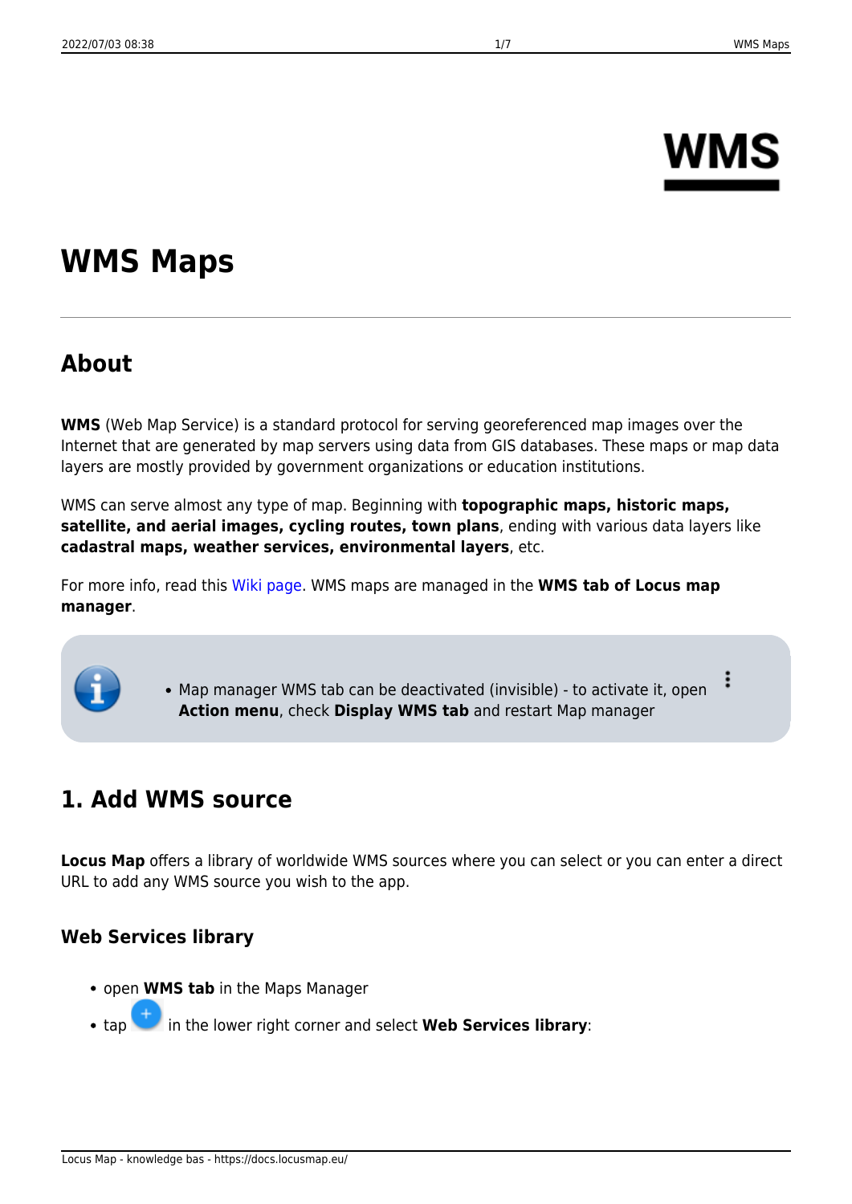# WMS Maps

## About

**WMS** (Web Map Service) is a standard protocol for serving georeferenced map images over the Internet that are generated by map servers using data from GIS databases. These maps or map data layers are mostly provided by government organizations or education institutions.

WMS can serve almost any type of map. Beginning with **topographic maps, historic maps, satellite, and aerial images, cycling routes, town plans**, ending with various data layers like **cadastral maps, weather services, environmental layers**, etc.

For more info, read this Wiki page. WMS maps are managed in the **WMS tab of Locus map manager**.

- Map manager WMS tab can be deactivated (invisible) - to activate it, open **Action menu**, check **Display WMS tab** and restart Map manager

## 1. Add WMS source

**Locus Map** offers a library of worldwide WMS sources where you can select or you can enter a direct URL to add any WMS source you wish to the app.

### Web Services library

- open **WMS tab** in the Maps Manager
- tap in the lower right corner and select **Web Services library**: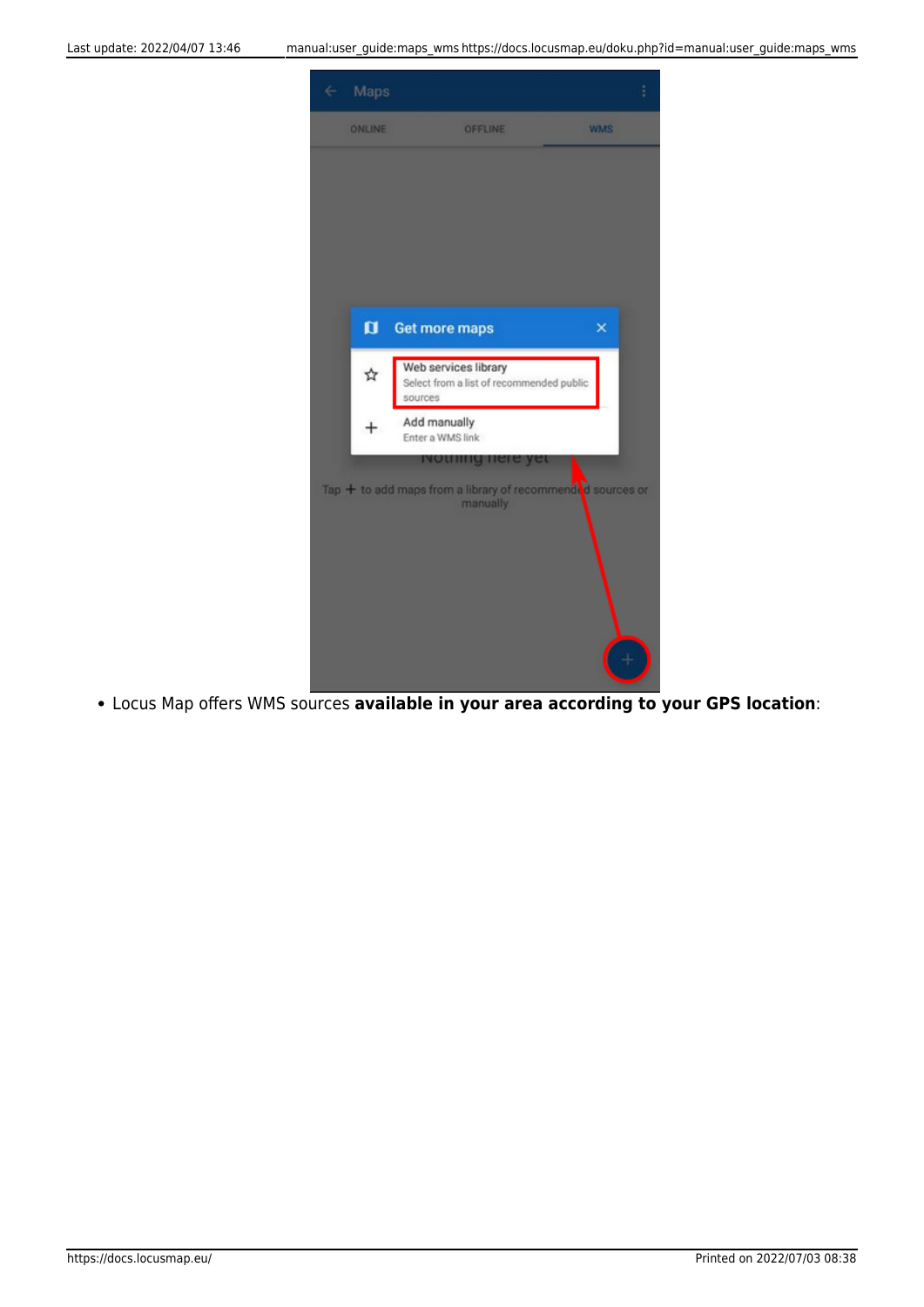- Locus Map offers WMS sources **available in your area according to your GPS location**: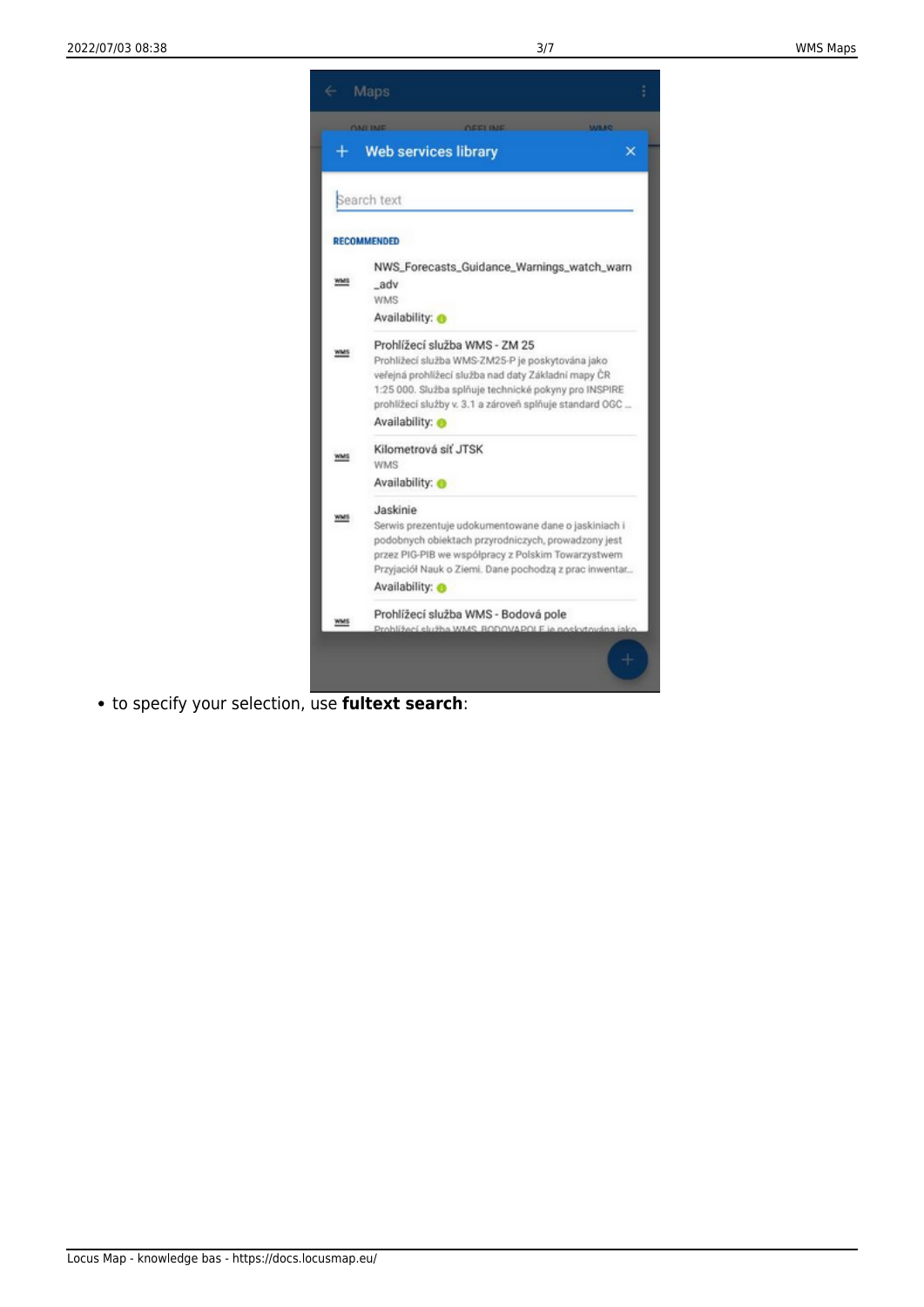- to specify your selection, use **fultext search**: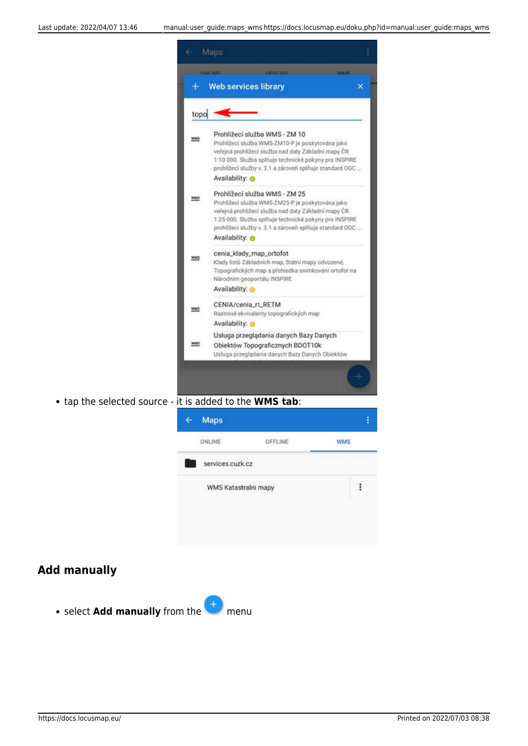- tap the selected source - it is added to the **WMS tab**:

## Add manually

- select **Add manually** from the menu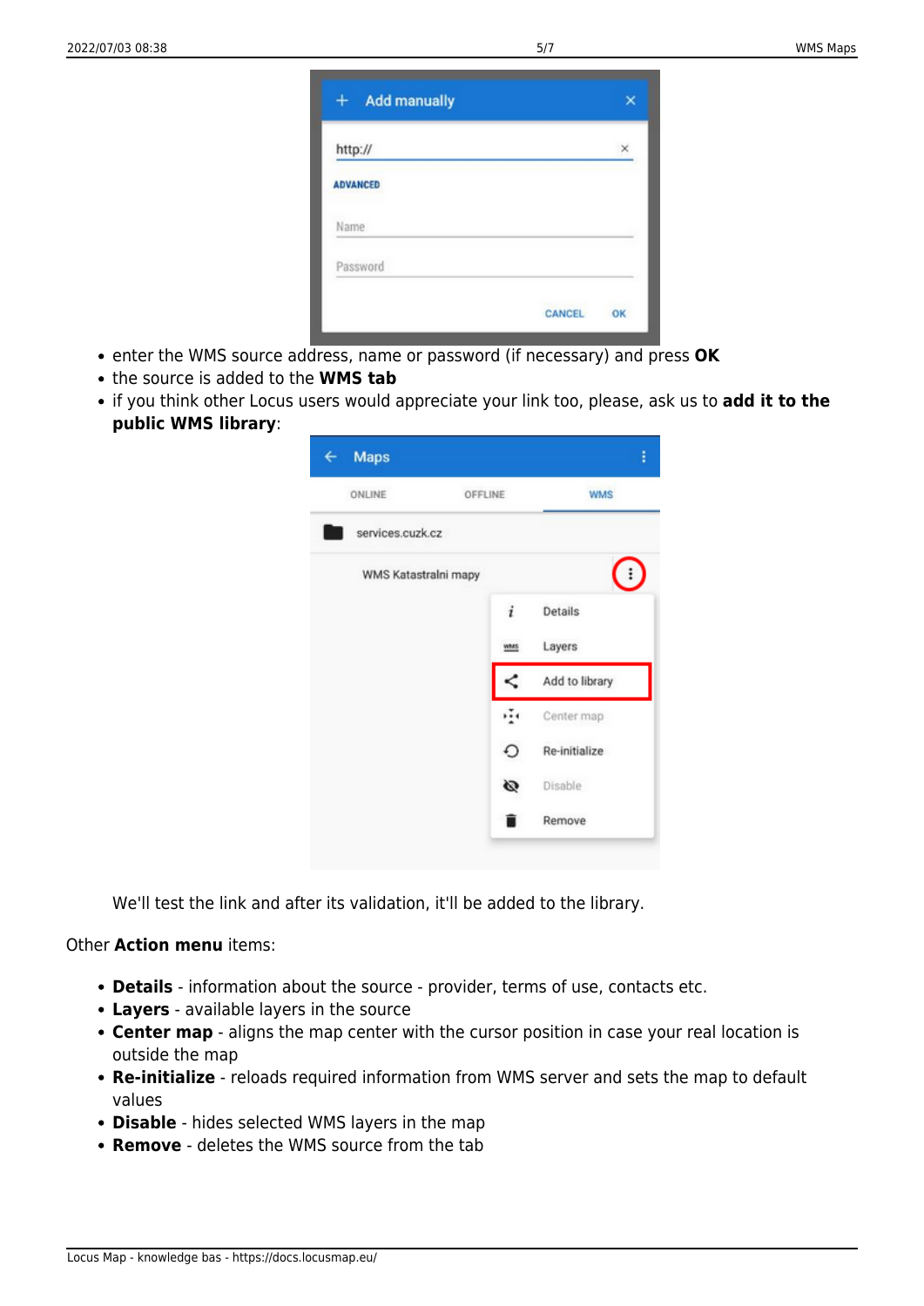- enter the WMS source address, name or password (if necessary) and press **OK**
- the source is added to the **WMS tab**
- if you think other Locus users would appreciate your link too, please, ask us to **add it to the public WMS library**:

We'll test the link and after its validation, it'll be added to the library.

Other **Action menu** items:

- **Details** - information about the source - provider, terms of use, contacts etc.
- **Layers** - available layers in the source
- **Center map** - aligns the map center with the cursor position in case your real location is outside the map
- **Re-initialize** - reloads required information from WMS server and sets the map to default values
- **Disable** - hides selected WMS layers in the map
- **Remove** - deletes the WMS source from the tab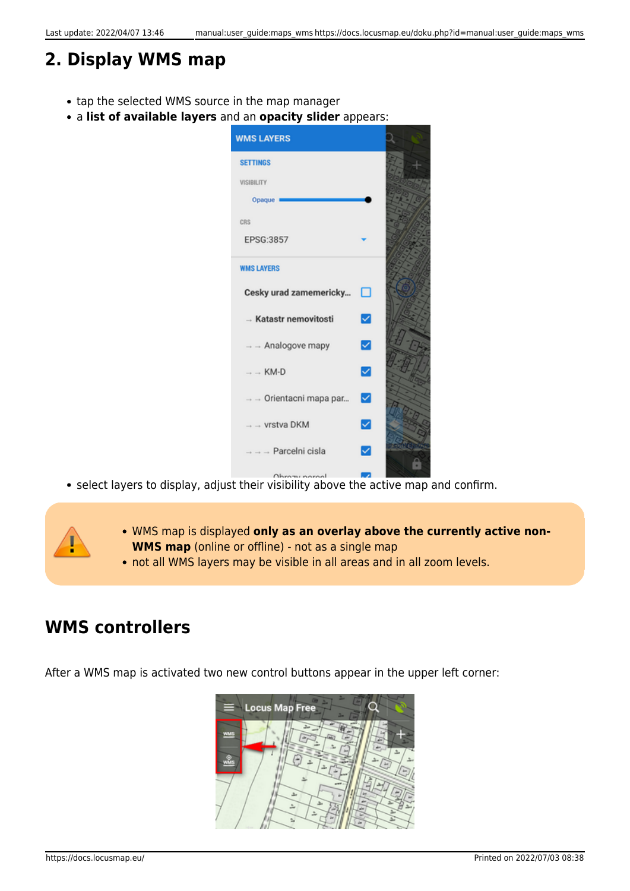## 2. Display WMS map

- tap the selected WMS source in the map manager
- a **list of available layers** and an **opacity slider** appears:
- select layers to display, adjust their visibility above the active map and confirm.

> - WMS map is displayed **only as an overlay above the currently active non-WMS map** (online or offline) - not as a single map
> - not all WMS layers may be visible in all areas and in all zoom levels.

## WMS controllers

After a WMS map is activated two new control buttons appear in the upper left corner: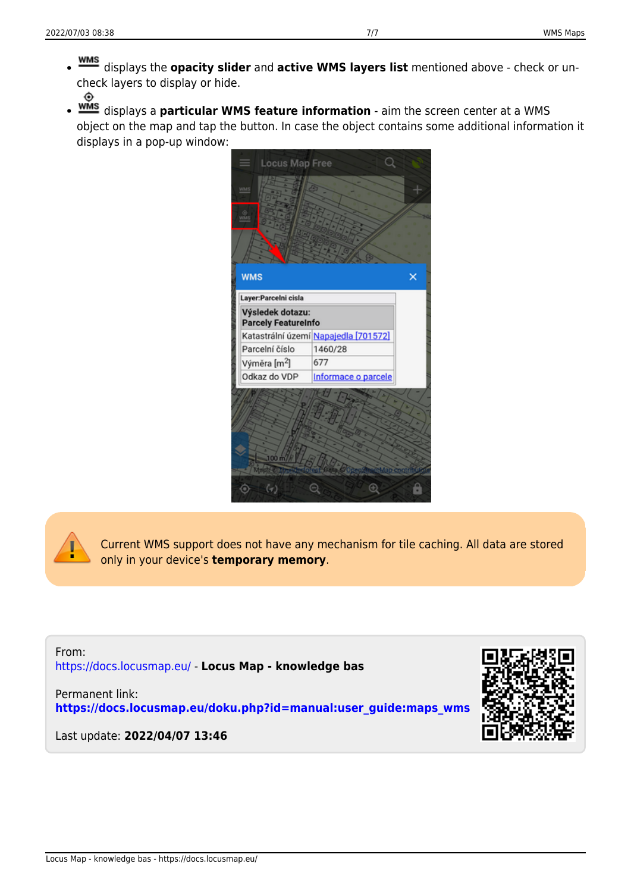- **WMS** displays the **opacity slider** and **active WMS layers list** mentioned above - check or un-check layers to display or hide.
- **WMS** displays a **particular WMS feature information** - aim the screen center at a WMS object on the map and tap the button. In case the object contains some additional information it displays in a pop-up window:

Current WMS support does not have any mechanism for tile caching. All data are stored only in your device's **temporary memory**.

From:
https://docs.locusmap.eu/ - **Locus Map - knowledge bas**

Permanent link:
**https://docs.locusmap.eu/doku.php?id=manual:user_guide:maps_wms**

Last update: **2022/04/07 13:46**